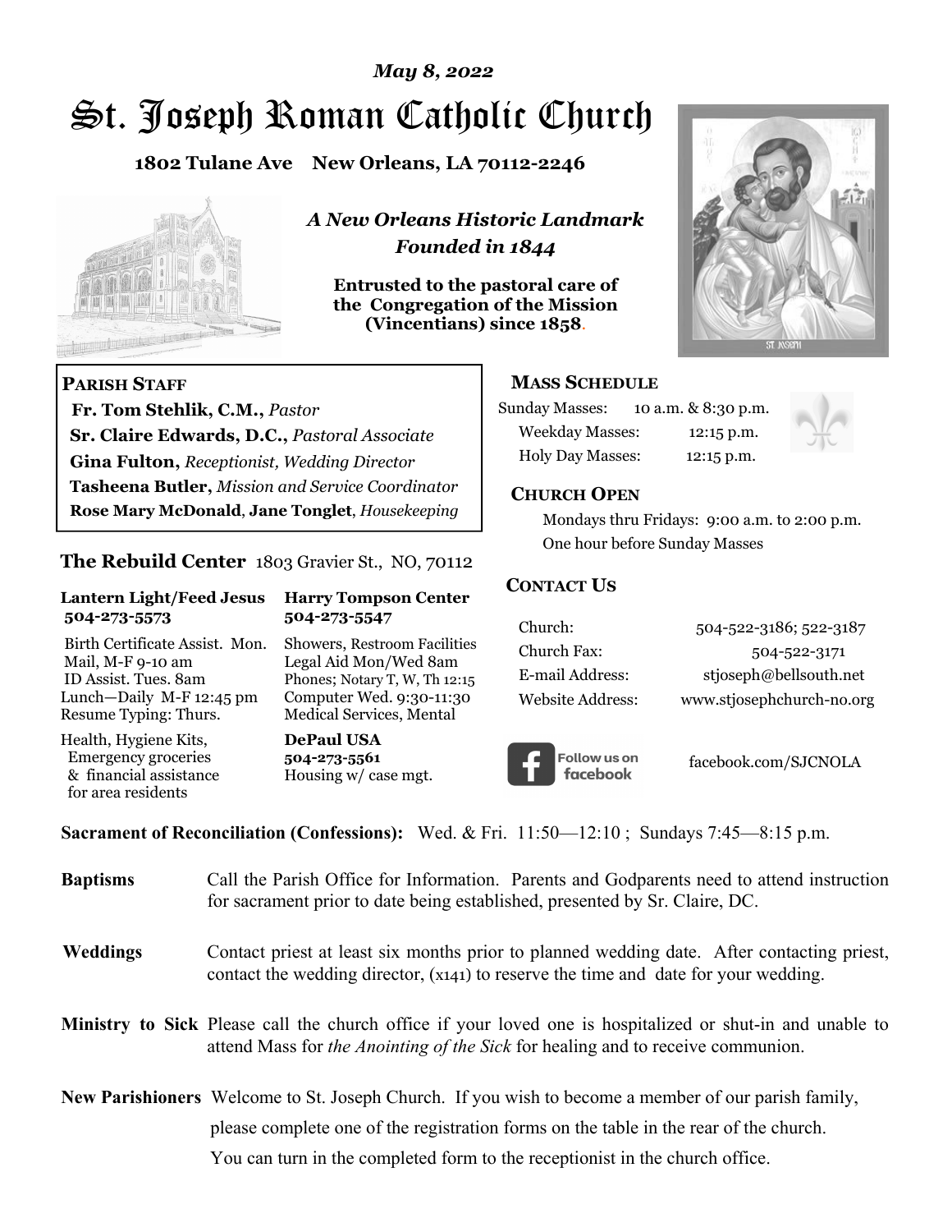*May 8, 2022*

# St. Joseph Roman Catholic Church

**1802 Tulane Ave New Orleans, LA 70112-2246**

***A New Orleans Historic Landmark***
***Founded in 1844***

**Entrusted to the pastoral care of the Congregation of the Mission (Vincentians) since 1858.**

**PARISH STAFF**

**Fr. Tom Stehlik, C.M.,** *Pastor*
**Sr. Claire Edwards, D.C.,** *Pastoral Associate*
**Gina Fulton,** *Receptionist, Wedding Director*
**Tasheena Butler,** *Mission and Service Coordinator*
**Rose Mary McDonald**, **Jane Tonglet**, *Housekeeping*

## The Rebuild Center 1803 Gravier St., NO, 70112

**Lantern Light/Feed Jesus 504-273-5573**

Birth Certificate Assist. Mon.
Mail, M-F 9-10 am
ID Assist. Tues. 8am
Lunch—Daily M-F 12:45 pm
Resume Typing: Thurs.

Health, Hygiene Kits, Emergency groceries & financial assistance for area residents

**Harry Tompson Center 504-273-5547**

Showers, Restroom Facilities
Legal Aid Mon/Wed 8am
Phones; Notary T, W, Th 12:15
Computer Wed. 9:30-11:30
Medical Services, Mental

**DePaul USA**
**504-273-5561**
Housing w/ case mgt.

**MASS SCHEDULE**

Sunday Masses: 10 a.m. & 8:30 p.m.
Weekday Masses: 12:15 p.m.
Holy Day Masses: 12:15 p.m.

**CHURCH OPEN**

Mondays thru Fridays: 9:00 a.m. to 2:00 p.m.
One hour before Sunday Masses

**CONTACT US**

| | |
|---|---|
| Church: | 504-522-3186; 522-3187 |
| Church Fax: | 504-522-3171 |
| E-mail Address: | stjoseph@bellsouth.net |
| Website Address: | www.stjosephchurch-no.org |

Follow us on facebook facebook.com/SJCNOLA

**Sacrament of Reconciliation (Confessions):** Wed. & Fri. 11:50—12:10 ; Sundays 7:45—8:15 p.m.

**Baptisms** Call the Parish Office for Information. Parents and Godparents need to attend instruction for sacrament prior to date being established, presented by Sr. Claire, DC.

**Weddings** Contact priest at least six months prior to planned wedding date. After contacting priest, contact the wedding director, (x141) to reserve the time and date for your wedding.

**Ministry to Sick** Please call the church office if your loved one is hospitalized or shut-in and unable to attend Mass for *the Anointing of the Sick* for healing and to receive communion.

**New Parishioners** Welcome to St. Joseph Church. If you wish to become a member of our parish family, please complete one of the registration forms on the table in the rear of the church. You can turn in the completed form to the receptionist in the church office.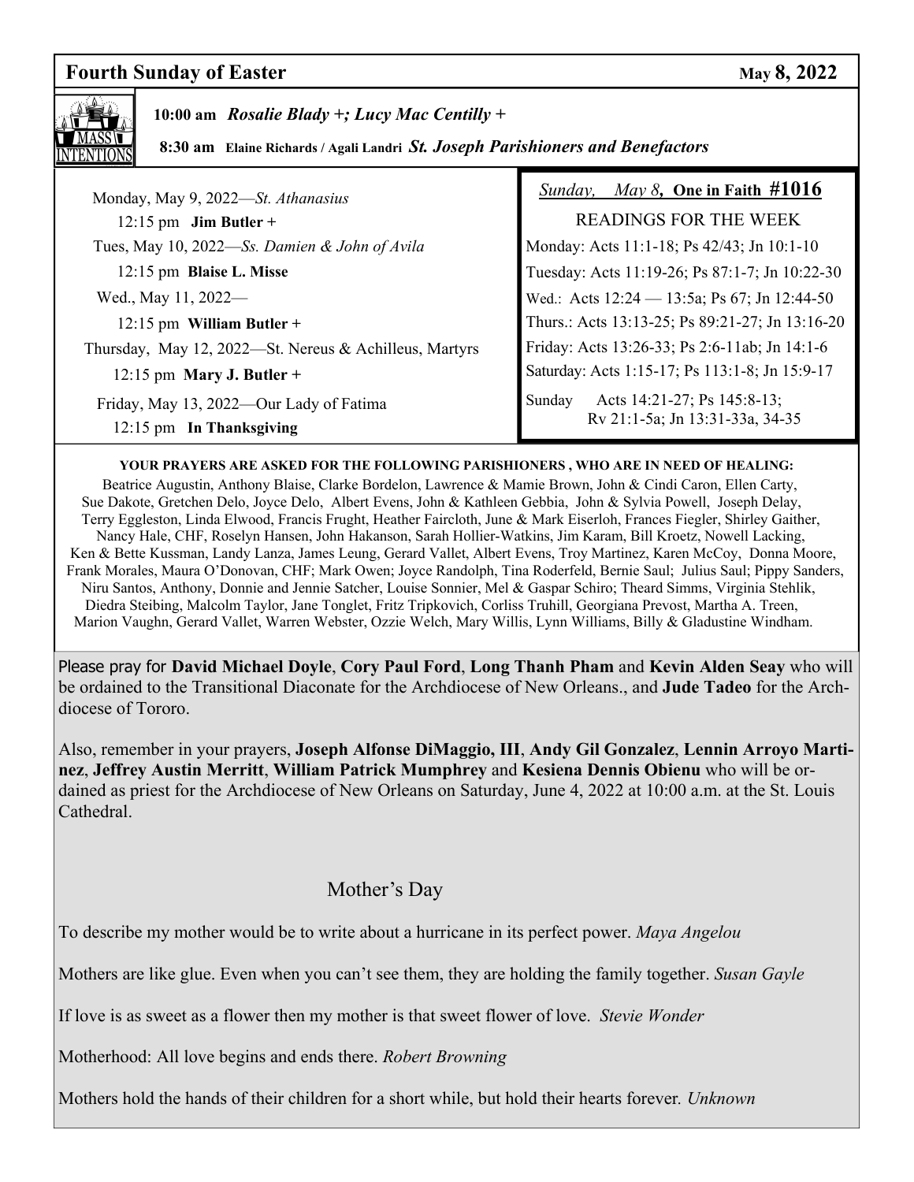## Fourth Sunday of Easter — May 8, 2022

**MASS INTENTIONS**

**10:00 am** ***Rosalie Blady +; Lucy Mac Centilly +***

**8:30 am** **Elaine Richards / Agali Landri** ***St. Joseph Parishioners and Benefactors***

Monday, May 9, 2022—*St. Athanasius*
12:15 pm **Jim Butler +**

Tues, May 10, 2022—*Ss. Damien & John of Avila*
12:15 pm **Blaise L. Misse**

Wed., May 11, 2022—
12:15 pm **William Butler +**

Thursday, May 12, 2022—St. Nereus & Achilleus, Martyrs
12:15 pm **Mary J. Butler +**

Friday, May 13, 2022—Our Lady of Fatima
12:15 pm **In Thanksgiving**

*Sunday, May 8*, **One in Faith #1016**

READINGS FOR THE WEEK

Monday: Acts 11:1-18; Ps 42/43; Jn 10:1-10
Tuesday: Acts 11:19-26; Ps 87:1-7; Jn 10:22-30
Wed.: Acts 12:24 — 13:5a; Ps 67; Jn 12:44-50
Thurs.: Acts 13:13-25; Ps 89:21-27; Jn 13:16-20
Friday: Acts 13:26-33; Ps 2:6-11ab; Jn 14:1-6
Saturday: Acts 1:15-17; Ps 113:1-8; Jn 15:9-17
Sunday Acts 14:21-27; Ps 145:8-13; Rv 21:1-5a; Jn 13:31-33a, 34-35

**YOUR PRAYERS ARE ASKED FOR THE FOLLOWING PARISHIONERS , WHO ARE IN NEED OF HEALING:**

Beatrice Augustin, Anthony Blaise, Clarke Bordelon, Lawrence & Mamie Brown, John & Cindi Caron, Ellen Carty, Sue Dakote, Gretchen Delo, Joyce Delo, Albert Evens, John & Kathleen Gebbia, John & Sylvia Powell, Joseph Delay, Terry Eggleston, Linda Elwood, Francis Frught, Heather Faircloth, June & Mark Eiserloh, Frances Fiegler, Shirley Gaither, Nancy Hale, CHF, Roselyn Hansen, John Hakanson, Sarah Hollier-Watkins, Jim Karam, Bill Kroetz, Nowell Lacking, Ken & Bette Kussman, Landy Lanza, James Leung, Gerard Vallet, Albert Evens, Troy Martinez, Karen McCoy, Donna Moore, Frank Morales, Maura O'Donovan, CHF; Mark Owen; Joyce Randolph, Tina Roderfeld, Bernie Saul; Julius Saul; Pippy Sanders, Niru Santos, Anthony, Donnie and Jennie Satcher, Louise Sonnier, Mel & Gaspar Schiro; Theard Simms, Virginia Stehlik, Diedra Steibing, Malcolm Taylor, Jane Tonglet, Fritz Tripkovich, Corliss Truhill, Georgiana Prevost, Martha A. Treen, Marion Vaughn, Gerard Vallet, Warren Webster, Ozzie Welch, Mary Willis, Lynn Williams, Billy & Gladustine Windham.

Please pray for **David Michael Doyle**, **Cory Paul Ford**, **Long Thanh Pham** and **Kevin Alden Seay** who will be ordained to the Transitional Diaconate for the Archdiocese of New Orleans., and **Jude Tadeo** for the Archdiocese of Tororo.

Also, remember in your prayers, **Joseph Alfonse DiMaggio, III**, **Andy Gil Gonzalez**, **Lennin Arroyo Martinez**, **Jeffrey Austin Merritt**, **William Patrick Mumphrey** and **Kesiena Dennis Obienu** who will be ordained as priest for the Archdiocese of New Orleans on Saturday, June 4, 2022 at 10:00 a.m. at the St. Louis Cathedral.

### Mother's Day

To describe my mother would be to write about a hurricane in its perfect power. *Maya Angelou*

Mothers are like glue. Even when you can't see them, they are holding the family together. *Susan Gayle*

If love is as sweet as a flower then my mother is that sweet flower of love. *Stevie Wonder*

Motherhood: All love begins and ends there. *Robert Browning*

Mothers hold the hands of their children for a short while, but hold their hearts forever. *Unknown*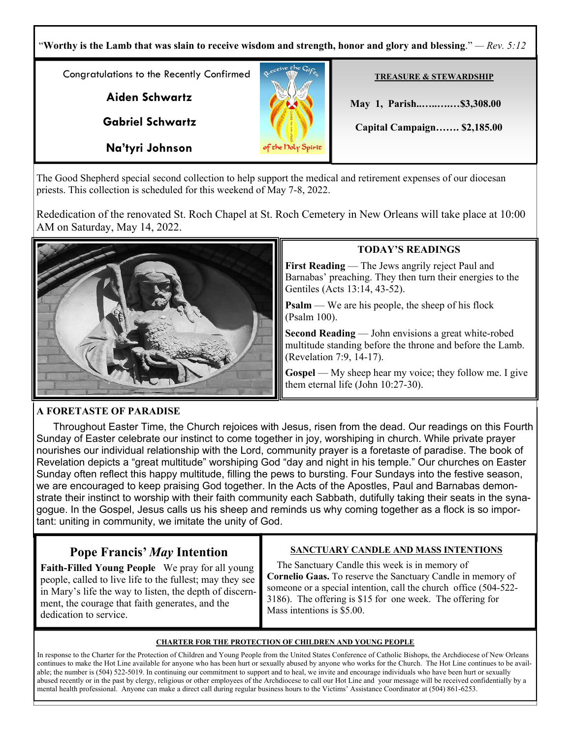"**Worthy is the Lamb that was slain to receive wisdom and strength, honor and glory and blessing**." — *Rev. 5:12*

Congratulations to the Recently Confirmed

**Aiden Schwartz**

**Gabriel Schwartz**

**Na'tyri Johnson**

**TREASURE & STEWARDSHIP**

**May 1, Parish..…...…..$3,308.00**

**Capital Campaign……. $2,185.00**

The Good Shepherd special second collection to help support the medical and retirement expenses of our diocesan priests. This collection is scheduled for this weekend of May 7-8, 2022.

Rededication of the renovated St. Roch Chapel at St. Roch Cemetery in New Orleans will take place at 10:00 AM on Saturday, May 14, 2022.

## TODAY'S READINGS

**First Reading** — The Jews angrily reject Paul and Barnabas' preaching. They then turn their energies to the Gentiles (Acts 13:14, 43-52).

**Psalm** — We are his people, the sheep of his flock (Psalm 100).

**Second Reading** — John envisions a great white-robed multitude standing before the throne and before the Lamb. (Revelation 7:9, 14-17).

**Gospel** — My sheep hear my voice; they follow me. I give them eternal life (John 10:27-30).

## A FORETASTE OF PARADISE

Throughout Easter Time, the Church rejoices with Jesus, risen from the dead. Our readings on this Fourth Sunday of Easter celebrate our instinct to come together in joy, worshiping in church. While private prayer nourishes our individual relationship with the Lord, community prayer is a foretaste of paradise. The book of Revelation depicts a "great multitude" worshiping God "day and night in his temple." Our churches on Easter Sunday often reflect this happy multitude, filling the pews to bursting. Four Sundays into the festive season, we are encouraged to keep praising God together. In the Acts of the Apostles, Paul and Barnabas demonstrate their instinct to worship with their faith community each Sabbath, dutifully taking their seats in the synagogue. In the Gospel, Jesus calls us his sheep and reminds us why coming together as a flock is so important: uniting in community, we imitate the unity of God.

## Pope Francis' *May* Intention

**Faith-Filled Young People** We pray for all young people, called to live life to the fullest; may they see in Mary's life the way to listen, the depth of discernment, the courage that faith generates, and the dedication to service.

## SANCTUARY CANDLE AND MASS INTENTIONS

The Sanctuary Candle this week is in memory of **Cornelio Gaas.** To reserve the Sanctuary Candle in memory of someone or a special intention, call the church office (504-522-3186). The offering is $15 for one week. The offering for Mass intentions is $5.00.

## CHARTER FOR THE PROTECTION OF CHILDREN AND YOUNG PEOPLE

In response to the Charter for the Protection of Children and Young People from the United States Conference of Catholic Bishops, the Archdiocese of New Orleans continues to make the Hot Line available for anyone who has been hurt or sexually abused by anyone who works for the Church. The Hot Line continues to be available; the number is (504) 522-5019. In continuing our commitment to support and to heal, we invite and encourage individuals who have been hurt or sexually abused recently or in the past by clergy, religious or other employees of the Archdiocese to call our Hot Line and your message will be received confidentially by a mental health professional. Anyone can make a direct call during regular business hours to the Victims' Assistance Coordinator at (504) 861-6253.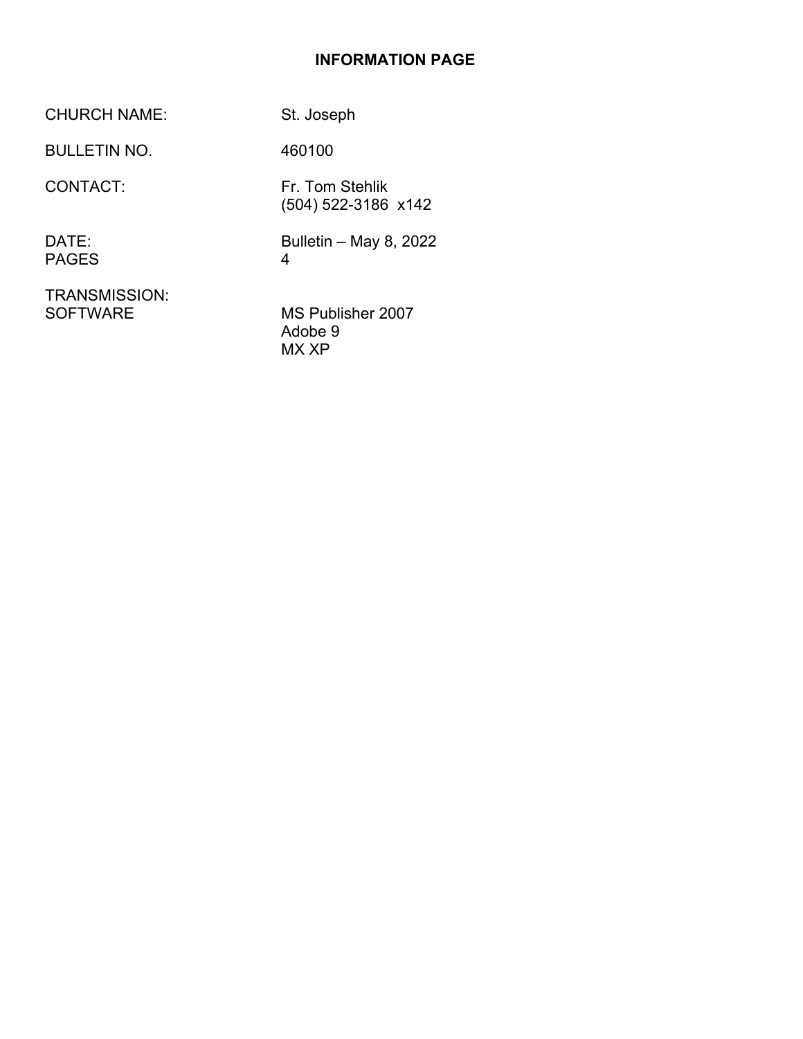# INFORMATION PAGE

| | |
|---|---|
| CHURCH NAME: | St. Joseph |
| BULLETIN NO. | 460100 |
| CONTACT: | Fr. Tom Stehlik<br>(504) 522-3186 x142 |
| DATE: | Bulletin – May 8, 2022 |
| PAGES | 4 |
| TRANSMISSION:<br>SOFTWARE | MS Publisher 2007<br>Adobe 9<br>MX XP |